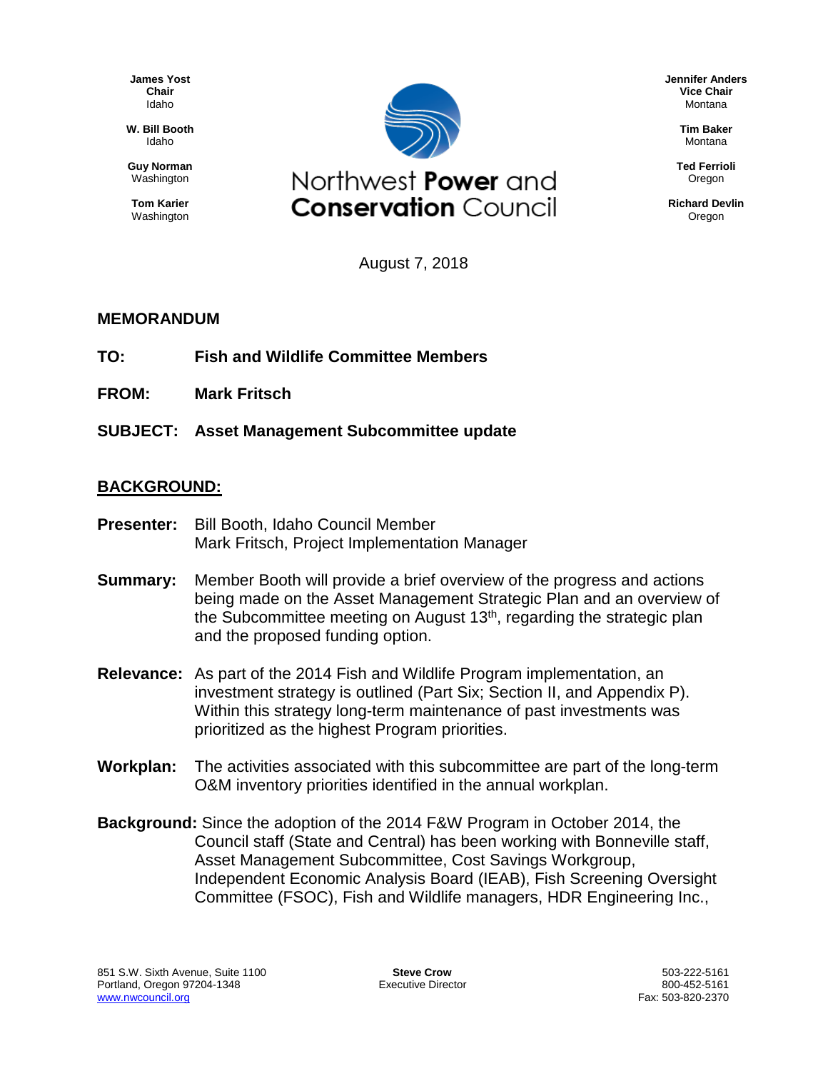James Yost
Chair
Idaho

W. Bill Booth
Idaho

Guy Norman
Washington

Tom Karier
Washington

# Northwest **Power** and **Conservation** Council

Jennifer Anders
Vice Chair
Montana

Tim Baker
Montana

Ted Ferrioli
Oregon

Richard Devlin
Oregon

August 7, 2018

**MEMORANDUM**

**TO:** **Fish and Wildlife Committee Members**

**FROM:** **Mark Fritsch**

**SUBJECT:** **Asset Management Subcommittee update**

## BACKGROUND:

**Presenter:** Bill Booth, Idaho Council Member
Mark Fritsch, Project Implementation Manager

**Summary:** Member Booth will provide a brief overview of the progress and actions being made on the Asset Management Strategic Plan and an overview of the Subcommittee meeting on August 13th, regarding the strategic plan and the proposed funding option.

**Relevance:** As part of the 2014 Fish and Wildlife Program implementation, an investment strategy is outlined (Part Six; Section II, and Appendix P). Within this strategy long-term maintenance of past investments was prioritized as the highest Program priorities.

**Workplan:** The activities associated with this subcommittee are part of the long-term O&M inventory priorities identified in the annual workplan.

**Background:** Since the adoption of the 2014 F&W Program in October 2014, the Council staff (State and Central) has been working with Bonneville staff, Asset Management Subcommittee, Cost Savings Workgroup, Independent Economic Analysis Board (IEAB), Fish Screening Oversight Committee (FSOC), Fish and Wildlife managers, HDR Engineering Inc.,

851 S.W. Sixth Avenue, Suite 1100
Portland, Oregon 97204-1348
www.nwcouncil.org

**Steve Crow**
Executive Director

503-222-5161
800-452-5161
Fax: 503-820-2370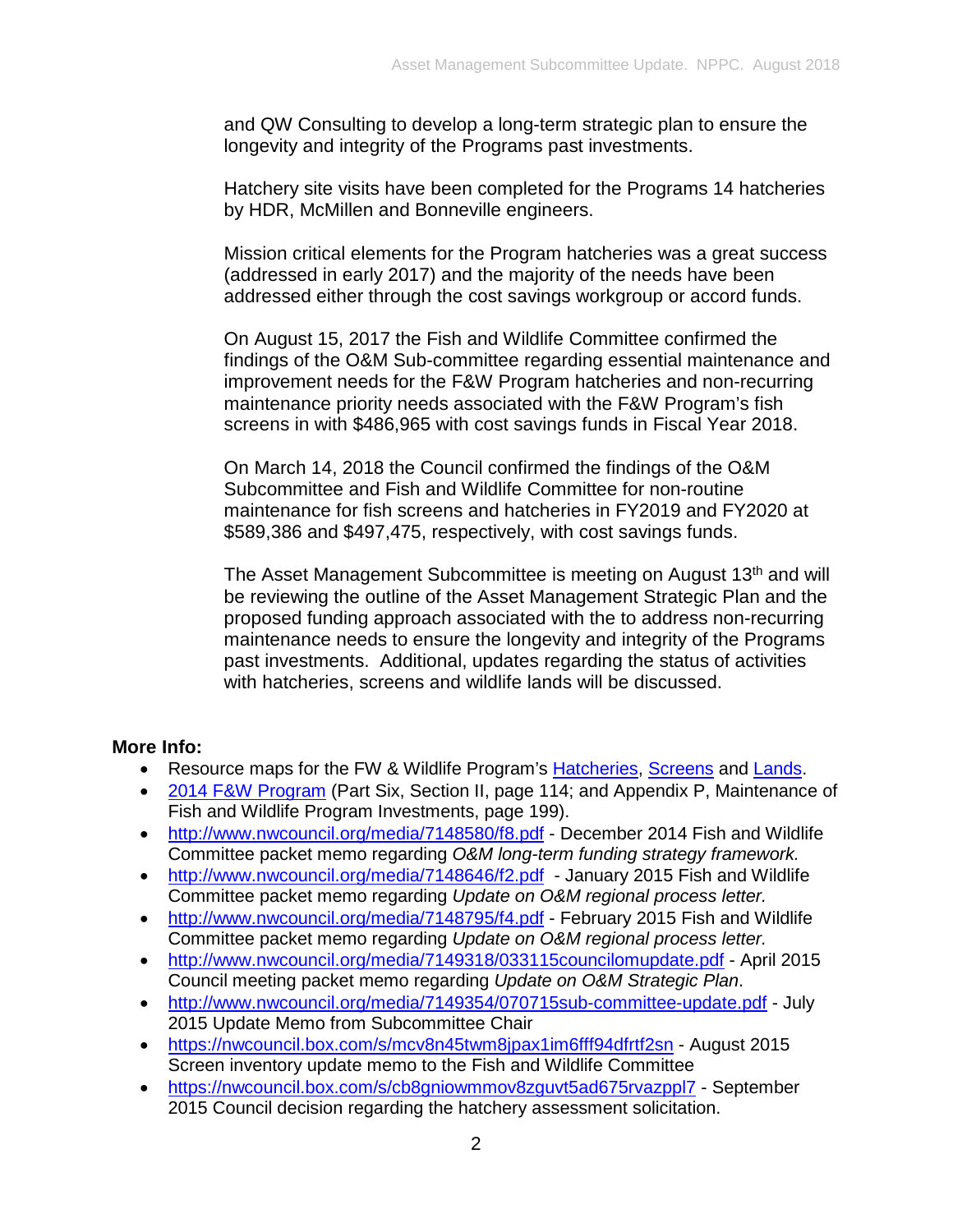and QW Consulting to develop a long-term strategic plan to ensure the longevity and integrity of the Programs past investments.

Hatchery site visits have been completed for the Programs 14 hatcheries by HDR, McMillen and Bonneville engineers.

Mission critical elements for the Program hatcheries was a great success (addressed in early 2017) and the majority of the needs have been addressed either through the cost savings workgroup or accord funds.

On August 15, 2017 the Fish and Wildlife Committee confirmed the findings of the O&M Sub-committee regarding essential maintenance and improvement needs for the F&W Program hatcheries and non-recurring maintenance priority needs associated with the F&W Program's fish screens in with $486,965 with cost savings funds in Fiscal Year 2018.

On March 14, 2018 the Council confirmed the findings of the O&M Subcommittee and Fish and Wildlife Committee for non-routine maintenance for fish screens and hatcheries in FY2019 and FY2020 at $589,386 and $497,475, respectively, with cost savings funds.

The Asset Management Subcommittee is meeting on August 13th and will be reviewing the outline of the Asset Management Strategic Plan and the proposed funding approach associated with the to address non-recurring maintenance needs to ensure the longevity and integrity of the Programs past investments. Additional, updates regarding the status of activities with hatcheries, screens and wildlife lands will be discussed.

**More Info:**

- Resource maps for the FW & Wildlife Program's Hatcheries, Screens and Lands.
- 2014 F&W Program (Part Six, Section II, page 114; and Appendix P, Maintenance of Fish and Wildlife Program Investments, page 199).
- http://www.nwcouncil.org/media/7148580/f8.pdf - December 2014 Fish and Wildlife Committee packet memo regarding *O&M long-term funding strategy framework.*
- http://www.nwcouncil.org/media/7148646/f2.pdf - January 2015 Fish and Wildlife Committee packet memo regarding *Update on O&M regional process letter.*
- http://www.nwcouncil.org/media/7148795/f4.pdf - February 2015 Fish and Wildlife Committee packet memo regarding *Update on O&M regional process letter.*
- http://www.nwcouncil.org/media/7149318/033115councilomupdate.pdf - April 2015 Council meeting packet memo regarding *Update on O&M Strategic Plan*.
- http://www.nwcouncil.org/media/7149354/070715sub-committee-update.pdf - July 2015 Update Memo from Subcommittee Chair
- https://nwcouncil.box.com/s/mcv8n45twm8jpax1im6fff94dfrtf2sn - August 2015 Screen inventory update memo to the Fish and Wildlife Committee
- https://nwcouncil.box.com/s/cb8gniowmmov8zguvt5ad675rvazppl7 - September 2015 Council decision regarding the hatchery assessment solicitation.